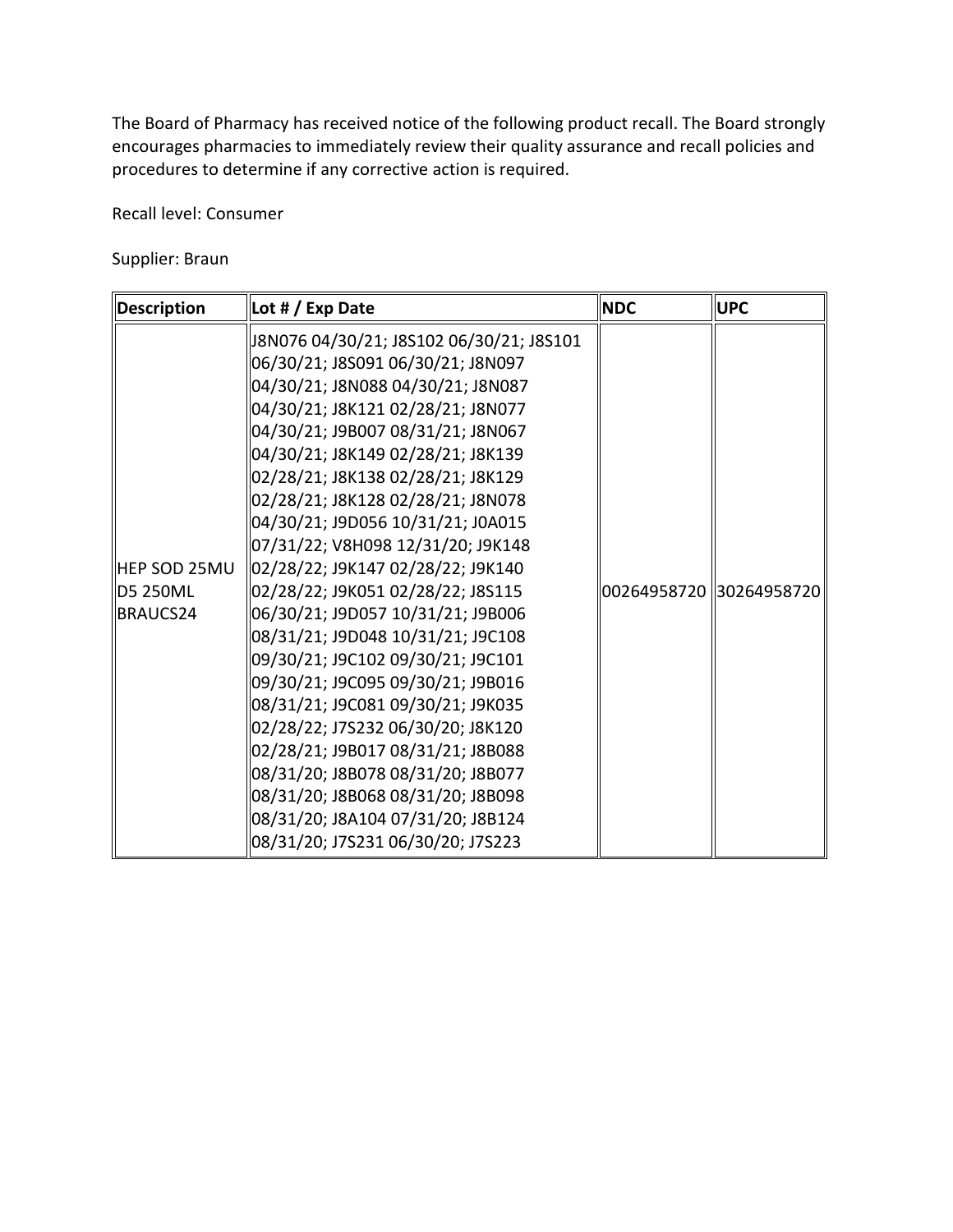The Board of Pharmacy has received notice of the following product recall. The Board strongly encourages pharmacies to immediately review their quality assurance and recall policies and procedures to determine if any corrective action is required.

Recall level: Consumer

Supplier: Braun

| Description | Lot # / Exp Date | NDC | UPC |
|---|---|---|---|
| HEP SOD 25MU D5 250ML BRAUCS24 | J8N076 04/30/21; J8S102 06/30/21; J8S101 06/30/21; J8S091 06/30/21; J8N097 04/30/21; J8N088 04/30/21; J8N087 04/30/21; J8K121 02/28/21; J8N077 04/30/21; J9B007 08/31/21; J8N067 04/30/21; J8K149 02/28/21; J8K139 02/28/21; J8K138 02/28/21; J8K129 02/28/21; J8K128 02/28/21; J8N078 04/30/21; J9D056 10/31/21; J0A015 07/31/22; V8H098 12/31/20; J9K148 02/28/22; J9K147 02/28/22; J9K140 02/28/22; J9K051 02/28/22; J8S115 06/30/21; J9D057 10/31/21; J9B006 08/31/21; J9D048 10/31/21; J9C108 09/30/21; J9C102 09/30/21; J9C101 09/30/21; J9C095 09/30/21; J9B016 08/31/21; J9C081 09/30/21; J9K035 02/28/22; J7S232 06/30/20; J8K120 02/28/21; J9B017 08/31/21; J8B088 08/31/20; J8B078 08/31/20; J8B077 08/31/20; J8B068 08/31/20; J8B098 08/31/20; J8A104 07/31/20; J8B124 08/31/20; J7S231 06/30/20; J7S223 | 00264958720 | 30264958720 |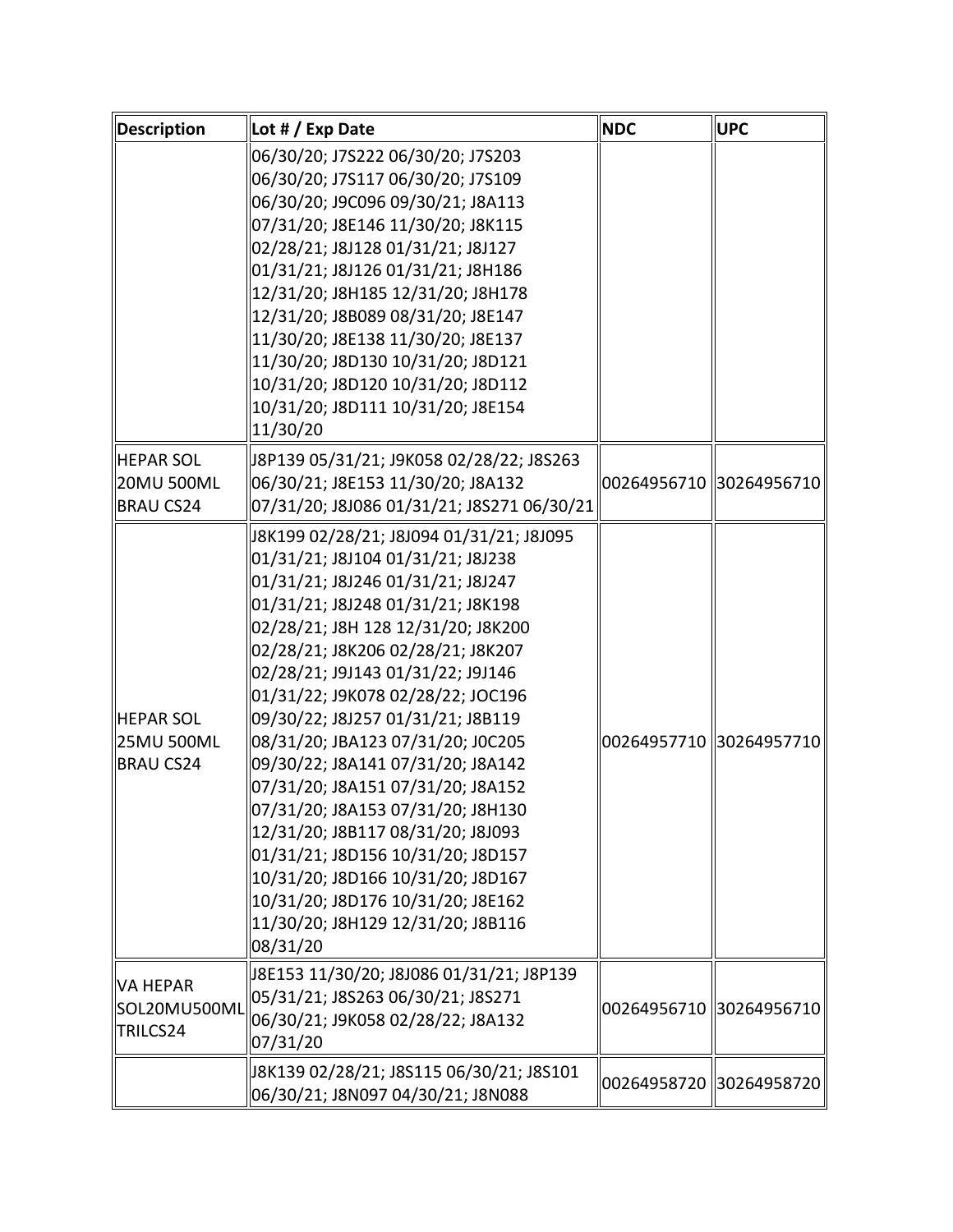| Description | Lot # / Exp Date | NDC | UPC |
|---|---|---|---|
| | 06/30/20; J7S222 06/30/20; J7S203 06/30/20; J7S117 06/30/20; J7S109 06/30/20; J9C096 09/30/21; J8A113 07/31/20; J8E146 11/30/20; J8K115 02/28/21; J8J128 01/31/21; J8J127 01/31/21; J8J126 01/31/21; J8H186 12/31/20; J8H185 12/31/20; J8H178 12/31/20; J8B089 08/31/20; J8E147 11/30/20; J8E138 11/30/20; J8E137 11/30/20; J8D130 10/31/20; J8D121 10/31/20; J8D120 10/31/20; J8D112 10/31/20; J8D111 10/31/20; J8E154 11/30/20 | | |
| HEPAR SOL 20MU 500ML BRAU CS24 | J8P139 05/31/21; J9K058 02/28/22; J8S263 06/30/21; J8E153 11/30/20; J8A132 07/31/20; J8J086 01/31/21; J8S271 06/30/21 | 00264956710 | 30264956710 |
| HEPAR SOL 25MU 500ML BRAU CS24 | J8K199 02/28/21; J8J094 01/31/21; J8J095 01/31/21; J8J104 01/31/21; J8J238 01/31/21; J8J246 01/31/21; J8J247 01/31/21; J8J248 01/31/21; J8K198 02/28/21; J8H 128 12/31/20; J8K200 02/28/21; J8K206 02/28/21; J8K207 02/28/21; J9J143 01/31/22; J9J146 01/31/22; J9K078 02/28/22; JOC196 09/30/22; J8J257 01/31/21; J8B119 08/31/20; JBA123 07/31/20; J0C205 09/30/22; J8A141 07/31/20; J8A142 07/31/20; J8A151 07/31/20; J8A152 07/31/20; J8A153 07/31/20; J8H130 12/31/20; J8B117 08/31/20; J8J093 01/31/21; J8D156 10/31/20; J8D157 10/31/20; J8D166 10/31/20; J8D167 10/31/20; J8D176 10/31/20; J8E162 11/30/20; J8H129 12/31/20; J8B116 08/31/20 | 00264957710 | 30264957710 |
| VA HEPAR SOL20MU500ML TRILCS24 | J8E153 11/30/20; J8J086 01/31/21; J8P139 05/31/21; J8S263 06/30/21; J8S271 06/30/21; J9K058 02/28/22; J8A132 07/31/20 | 00264956710 | 30264956710 |
| | J8K139 02/28/21; J8S115 06/30/21; J8S101 06/30/21; J8N097 04/30/21; J8N088 | 00264958720 | 30264958720 |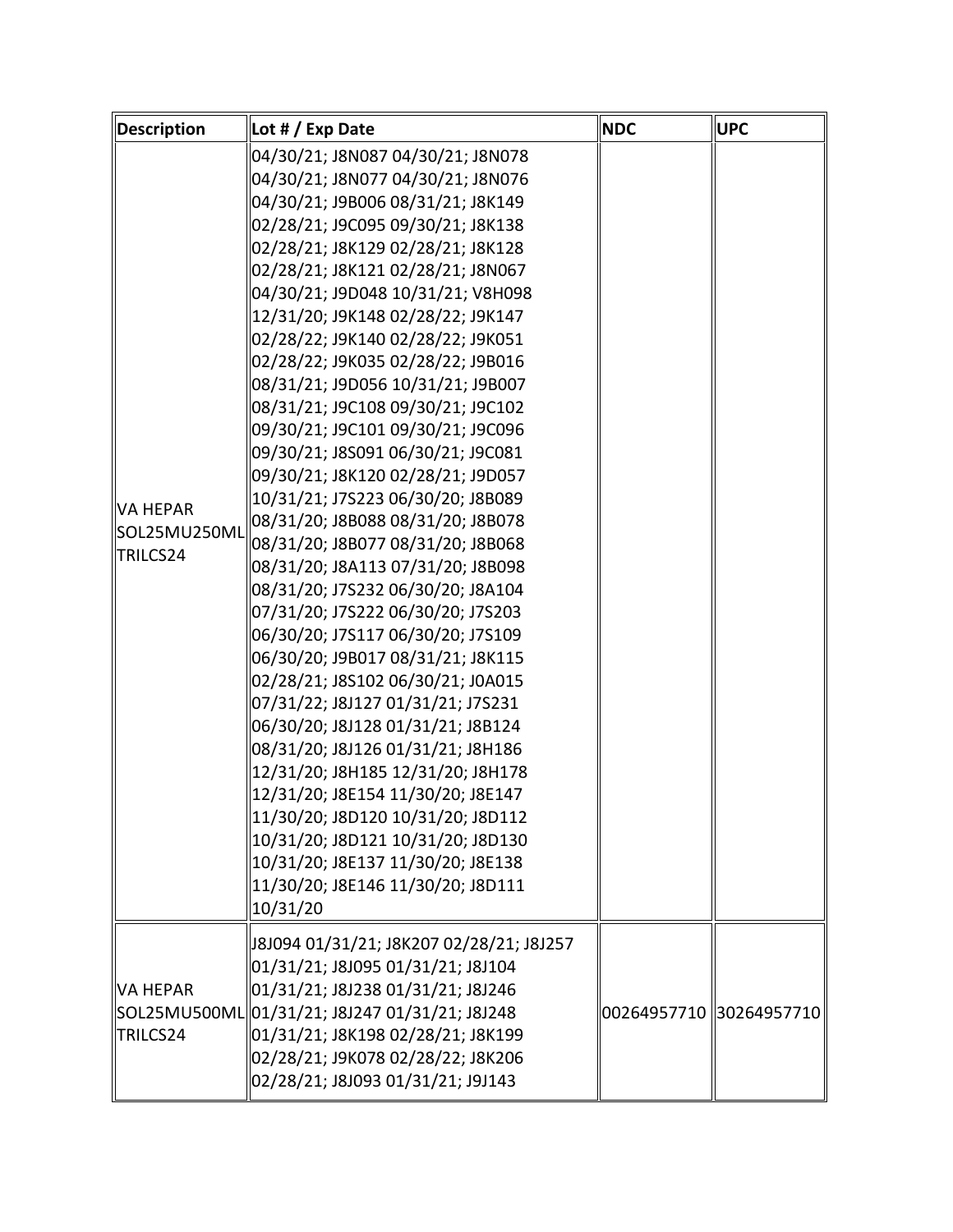| Description | Lot # / Exp Date | NDC | UPC |
|---|---|---|---|
| VA HEPAR SOL25MU250ML TRILCS24 | 04/30/21; J8N087 04/30/21; J8N078 04/30/21; J8N077 04/30/21; J8N076 04/30/21; J9B006 08/31/21; J8K149 02/28/21; J9C095 09/30/21; J8K138 02/28/21; J8K129 02/28/21; J8K128 02/28/21; J8K121 02/28/21; J8N067 04/30/21; J9D048 10/31/21; V8H098 12/31/20; J9K148 02/28/22; J9K147 02/28/22; J9K140 02/28/22; J9K051 02/28/22; J9K035 02/28/22; J9B016 08/31/21; J9D056 10/31/21; J9B007 08/31/21; J9C108 09/30/21; J9C102 09/30/21; J9C101 09/30/21; J9C096 09/30/21; J8S091 06/30/21; J9C081 09/30/21; J8K120 02/28/21; J9D057 10/31/21; J7S223 06/30/20; J8B089 08/31/20; J8B088 08/31/20; J8B078 08/31/20; J8B077 08/31/20; J8B068 08/31/20; J8A113 07/31/20; J8B098 08/31/20; J7S232 06/30/20; J8A104 07/31/20; J7S222 06/30/20; J7S203 06/30/20; J7S117 06/30/20; J7S109 06/30/20; J9B017 08/31/21; J8K115 02/28/21; J8S102 06/30/21; J0A015 07/31/22; J8J127 01/31/21; J7S231 06/30/20; J8J128 01/31/21; J8B124 08/31/20; J8J126 01/31/21; J8H186 12/31/20; J8H185 12/31/20; J8H178 12/31/20; J8E154 11/30/20; J8E147 11/30/20; J8D120 10/31/20; J8D112 10/31/20; J8D121 10/31/20; J8D130 10/31/20; J8E137 11/30/20; J8E138 11/30/20; J8E146 11/30/20; J8D111 10/31/20 | | |
| VA HEPAR SOL25MU500ML TRILCS24 | J8J094 01/31/21; J8K207 02/28/21; J8J257 01/31/21; J8J095 01/31/21; J8J104 01/31/21; J8J238 01/31/21; J8J246 01/31/21; J8J247 01/31/21; J8J248 01/31/21; J8K198 02/28/21; J8K199 02/28/21; J9K078 02/28/22; J8K206 02/28/21; J8J093 01/31/21; J9J143 | 00264957710 | 30264957710 |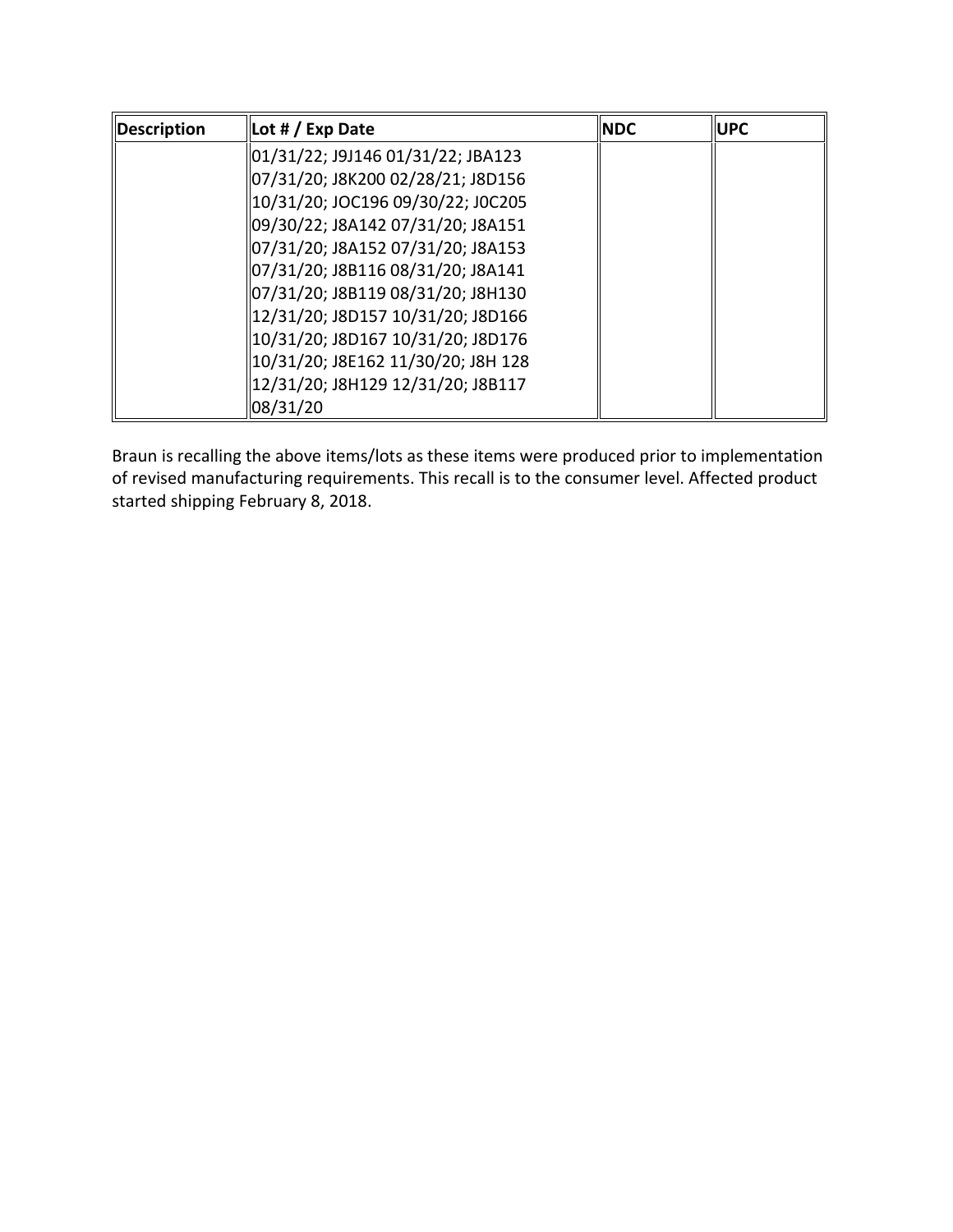| Description | Lot # / Exp Date | NDC | UPC |
|---|---|---|---|
| | 01/31/22; J9J146 01/31/22; JBA123 07/31/20; J8K200 02/28/21; J8D156 10/31/20; JOC196 09/30/22; J0C205 09/30/22; J8A142 07/31/20; J8A151 07/31/20; J8A152 07/31/20; J8A153 07/31/20; J8B116 08/31/20; J8A141 07/31/20; J8B119 08/31/20; J8H130 12/31/20; J8D157 10/31/20; J8D166 10/31/20; J8D167 10/31/20; J8D176 10/31/20; J8E162 11/30/20; J8H 128 12/31/20; J8H129 12/31/20; J8B117 08/31/20 | | |

Braun is recalling the above items/lots as these items were produced prior to implementation of revised manufacturing requirements. This recall is to the consumer level. Affected product started shipping February 8, 2018.